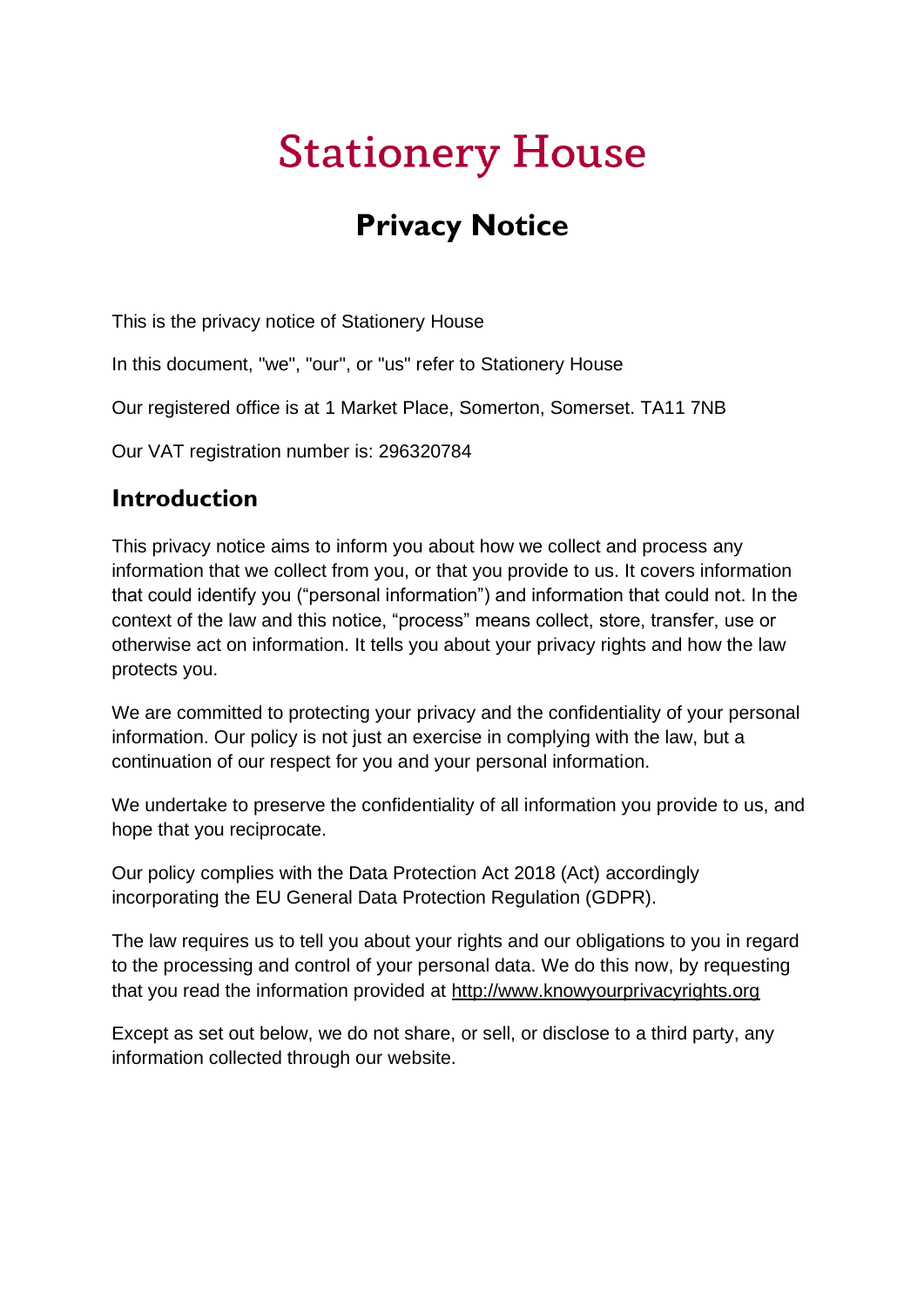# Stationery House

## Privacy Notice

This is the privacy notice of Stationery House

In this document, "we", "our", or "us" refer to Stationery House

Our registered office is at 1 Market Place, Somerton, Somerset. TA11 7NB

Our VAT registration number is: 296320784

### Introduction

This privacy notice aims to inform you about how we collect and process any information that we collect from you, or that you provide to us. It covers information that could identify you ("personal information") and information that could not. In the context of the law and this notice, "process" means collect, store, transfer, use or otherwise act on information. It tells you about your privacy rights and how the law protects you.

We are committed to protecting your privacy and the confidentiality of your personal information. Our policy is not just an exercise in complying with the law, but a continuation of our respect for you and your personal information.

We undertake to preserve the confidentiality of all information you provide to us, and hope that you reciprocate.

Our policy complies with the Data Protection Act 2018 (Act) accordingly incorporating the EU General Data Protection Regulation (GDPR).

The law requires us to tell you about your rights and our obligations to you in regard to the processing and control of your personal data. We do this now, by requesting that you read the information provided at [http://www.knowyourprivacyrights.org](http://www.knowyourprivacyrights.org)

Except as set out below, we do not share, or sell, or disclose to a third party, any information collected through our website.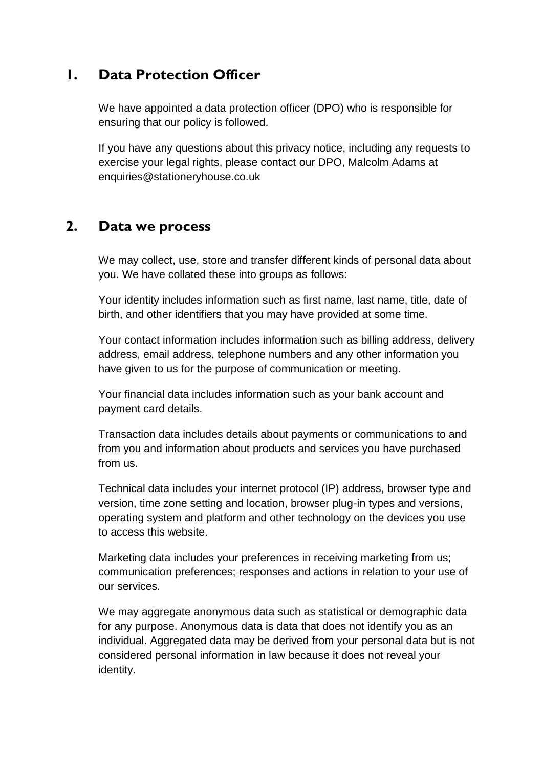## 1. Data Protection Officer

We have appointed a data protection officer (DPO) who is responsible for ensuring that our policy is followed.

If you have any questions about this privacy notice, including any requests to exercise your legal rights, please contact our DPO, Malcolm Adams at enquiries@stationeryhouse.co.uk

## 2. Data we process

We may collect, use, store and transfer different kinds of personal data about you. We have collated these into groups as follows:

Your identity includes information such as first name, last name, title, date of birth, and other identifiers that you may have provided at some time.

Your contact information includes information such as billing address, delivery address, email address, telephone numbers and any other information you have given to us for the purpose of communication or meeting.

Your financial data includes information such as your bank account and payment card details.

Transaction data includes details about payments or communications to and from you and information about products and services you have purchased from us.

Technical data includes your internet protocol (IP) address, browser type and version, time zone setting and location, browser plug-in types and versions, operating system and platform and other technology on the devices you use to access this website.

Marketing data includes your preferences in receiving marketing from us; communication preferences; responses and actions in relation to your use of our services.

We may aggregate anonymous data such as statistical or demographic data for any purpose. Anonymous data is data that does not identify you as an individual. Aggregated data may be derived from your personal data but is not considered personal information in law because it does not reveal your identity.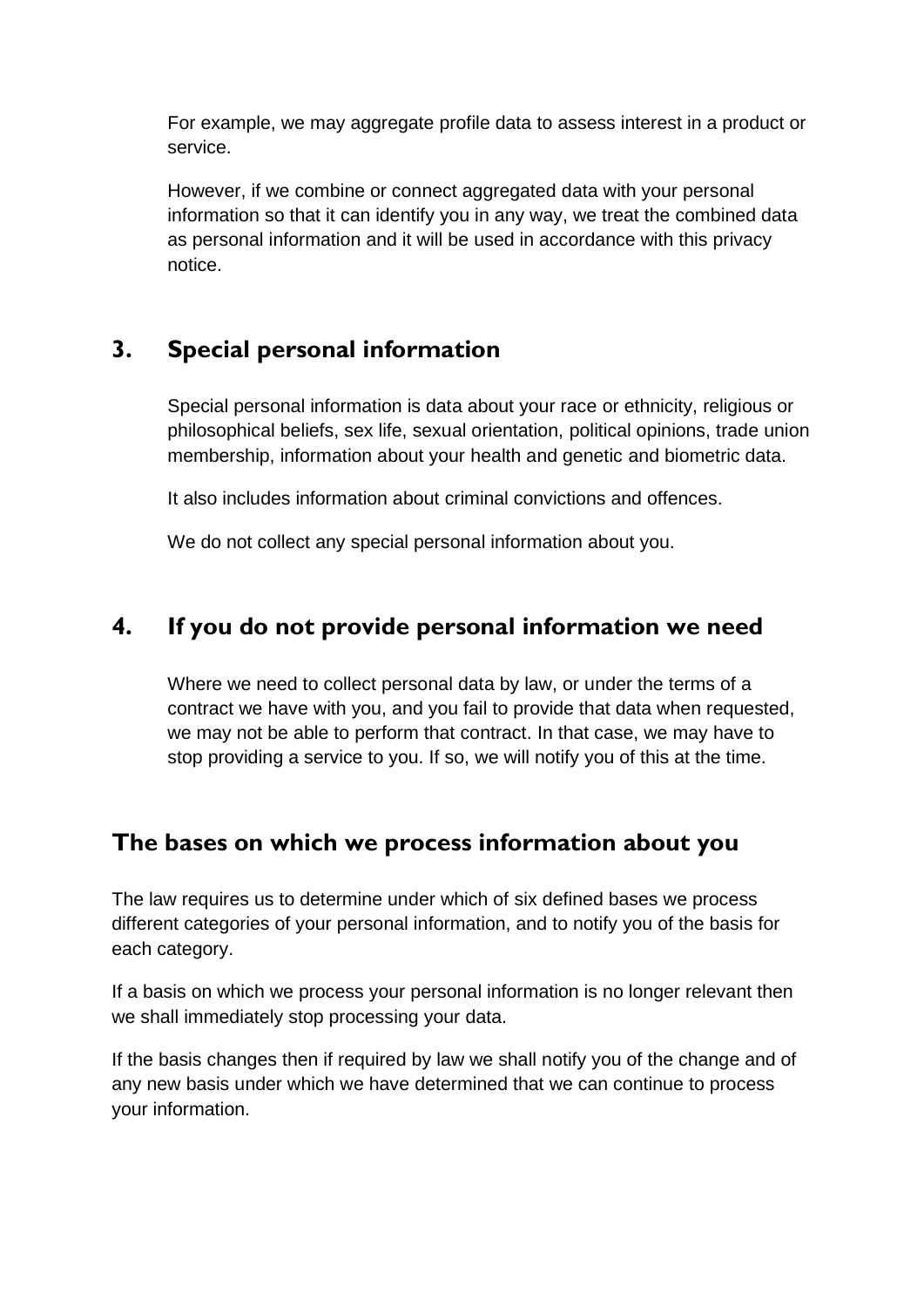For example, we may aggregate profile data to assess interest in a product or service.

However, if we combine or connect aggregated data with your personal information so that it can identify you in any way, we treat the combined data as personal information and it will be used in accordance with this privacy notice.

## 3. Special personal information

Special personal information is data about your race or ethnicity, religious or philosophical beliefs, sex life, sexual orientation, political opinions, trade union membership, information about your health and genetic and biometric data.

It also includes information about criminal convictions and offences.

We do not collect any special personal information about you.

## 4. If you do not provide personal information we need

Where we need to collect personal data by law, or under the terms of a contract we have with you, and you fail to provide that data when requested, we may not be able to perform that contract. In that case, we may have to stop providing a service to you. If so, we will notify you of this at the time.

## The bases on which we process information about you

The law requires us to determine under which of six defined bases we process different categories of your personal information, and to notify you of the basis for each category.

If a basis on which we process your personal information is no longer relevant then we shall immediately stop processing your data.

If the basis changes then if required by law we shall notify you of the change and of any new basis under which we have determined that we can continue to process your information.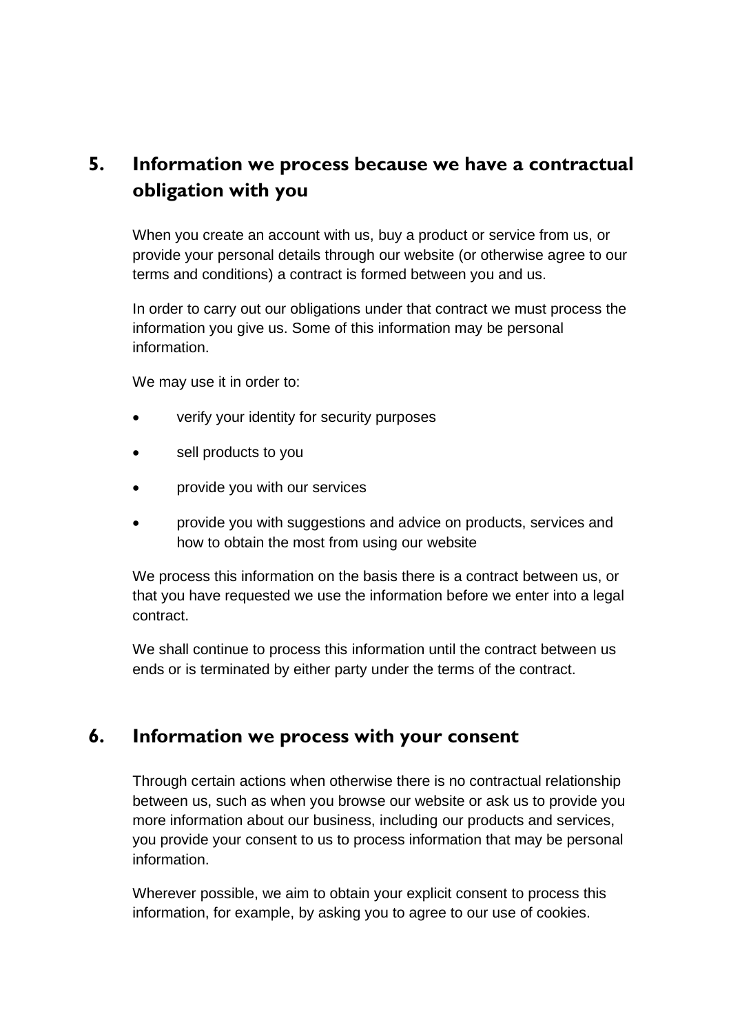## 5. Information we process because we have a contractual obligation with you

When you create an account with us, buy a product or service from us, or provide your personal details through our website (or otherwise agree to our terms and conditions) a contract is formed between you and us.

In order to carry out our obligations under that contract we must process the information you give us. Some of this information may be personal information.

We may use it in order to:

- verify your identity for security purposes
- sell products to you
- provide you with our services
- provide you with suggestions and advice on products, services and how to obtain the most from using our website

We process this information on the basis there is a contract between us, or that you have requested we use the information before we enter into a legal contract.

We shall continue to process this information until the contract between us ends or is terminated by either party under the terms of the contract.

## 6. Information we process with your consent

Through certain actions when otherwise there is no contractual relationship between us, such as when you browse our website or ask us to provide you more information about our business, including our products and services, you provide your consent to us to process information that may be personal information.

Wherever possible, we aim to obtain your explicit consent to process this information, for example, by asking you to agree to our use of cookies.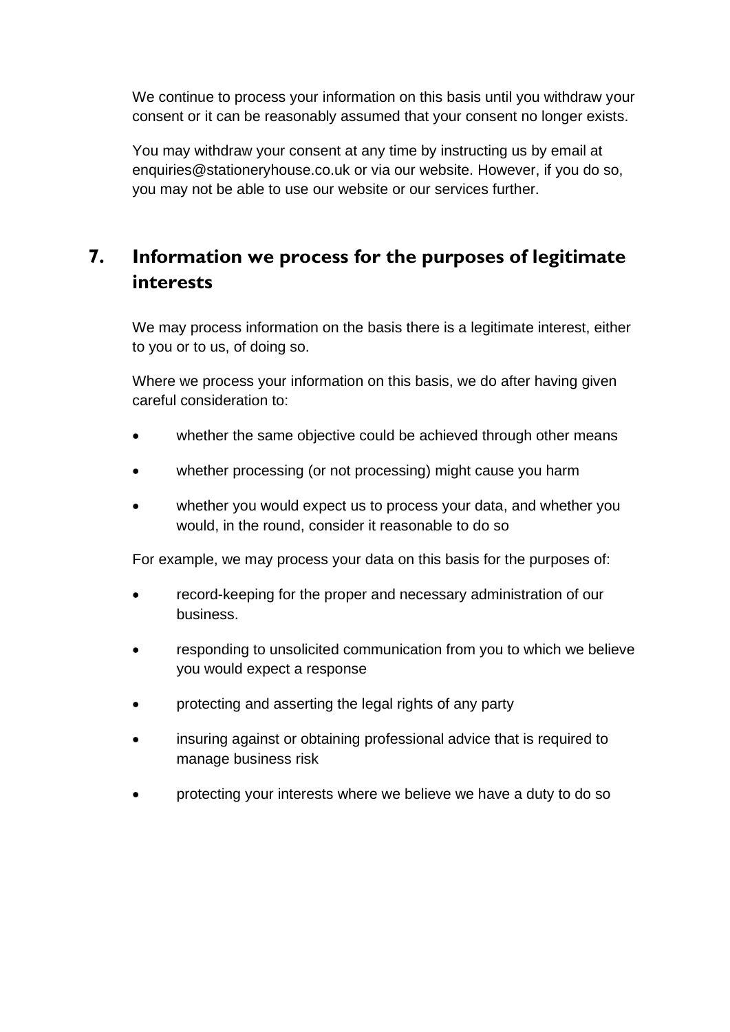We continue to process your information on this basis until you withdraw your consent or it can be reasonably assumed that your consent no longer exists.

You may withdraw your consent at any time by instructing us by email at enquiries@stationeryhouse.co.uk or via our website. However, if you do so, you may not be able to use our website or our services further.

## 7. Information we process for the purposes of legitimate interests

We may process information on the basis there is a legitimate interest, either to you or to us, of doing so.

Where we process your information on this basis, we do after having given careful consideration to:

- whether the same objective could be achieved through other means
- whether processing (or not processing) might cause you harm
- whether you would expect us to process your data, and whether you would, in the round, consider it reasonable to do so

For example, we may process your data on this basis for the purposes of:

- record-keeping for the proper and necessary administration of our business.
- responding to unsolicited communication from you to which we believe you would expect a response
- protecting and asserting the legal rights of any party
- insuring against or obtaining professional advice that is required to manage business risk
- protecting your interests where we believe we have a duty to do so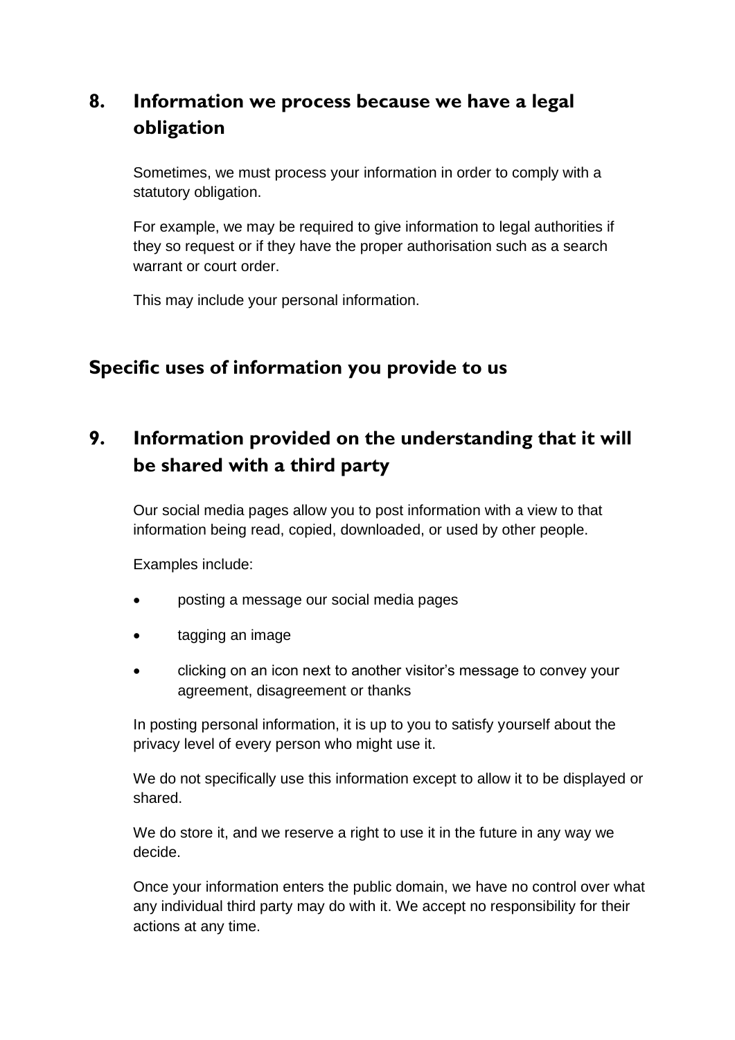## 8. Information we process because we have a legal obligation

Sometimes, we must process your information in order to comply with a statutory obligation.

For example, we may be required to give information to legal authorities if they so request or if they have the proper authorisation such as a search warrant or court order.

This may include your personal information.

## Specific uses of information you provide to us

## 9. Information provided on the understanding that it will be shared with a third party

Our social media pages allow you to post information with a view to that information being read, copied, downloaded, or used by other people.

Examples include:

- posting a message our social media pages
- tagging an image
- clicking on an icon next to another visitor's message to convey your agreement, disagreement or thanks

In posting personal information, it is up to you to satisfy yourself about the privacy level of every person who might use it.

We do not specifically use this information except to allow it to be displayed or shared.

We do store it, and we reserve a right to use it in the future in any way we decide.

Once your information enters the public domain, we have no control over what any individual third party may do with it. We accept no responsibility for their actions at any time.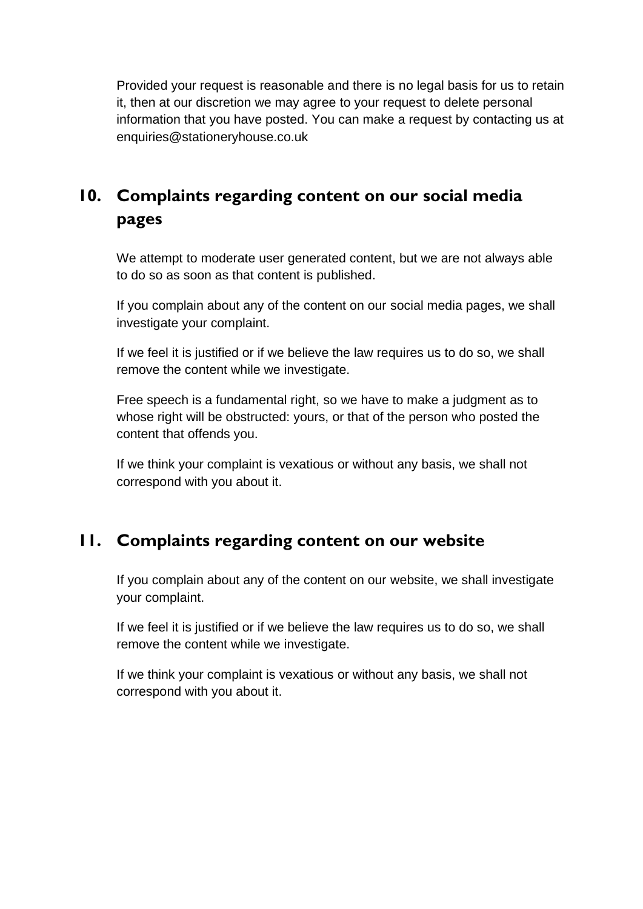Provided your request is reasonable and there is no legal basis for us to retain it, then at our discretion we may agree to your request to delete personal information that you have posted. You can make a request by contacting us at enquiries@stationeryhouse.co.uk

## 10. Complaints regarding content on our social media pages

We attempt to moderate user generated content, but we are not always able to do so as soon as that content is published.

If you complain about any of the content on our social media pages, we shall investigate your complaint.

If we feel it is justified or if we believe the law requires us to do so, we shall remove the content while we investigate.

Free speech is a fundamental right, so we have to make a judgment as to whose right will be obstructed: yours, or that of the person who posted the content that offends you.

If we think your complaint is vexatious or without any basis, we shall not correspond with you about it.

## 11. Complaints regarding content on our website

If you complain about any of the content on our website, we shall investigate your complaint.

If we feel it is justified or if we believe the law requires us to do so, we shall remove the content while we investigate.

If we think your complaint is vexatious or without any basis, we shall not correspond with you about it.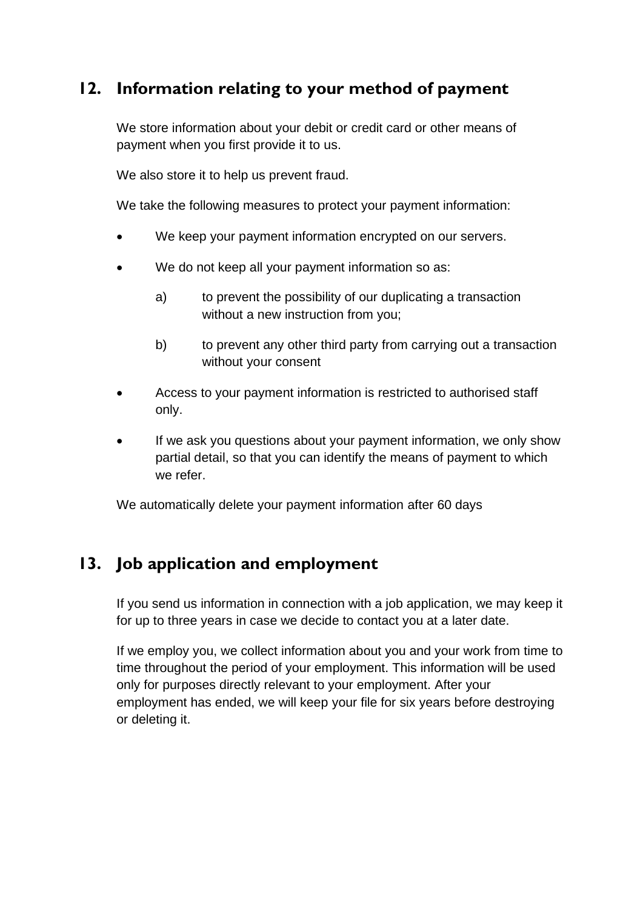## 12. Information relating to your method of payment

We store information about your debit or credit card or other means of payment when you first provide it to us.

We also store it to help us prevent fraud.

We take the following measures to protect your payment information:

- We keep your payment information encrypted on our servers.
- We do not keep all your payment information so as:
  a) to prevent the possibility of our duplicating a transaction without a new instruction from you;
  b) to prevent any other third party from carrying out a transaction without your consent
- Access to your payment information is restricted to authorised staff only.
- If we ask you questions about your payment information, we only show partial detail, so that you can identify the means of payment to which we refer.

We automatically delete your payment information after 60 days

## 13. Job application and employment

If you send us information in connection with a job application, we may keep it for up to three years in case we decide to contact you at a later date.

If we employ you, we collect information about you and your work from time to time throughout the period of your employment. This information will be used only for purposes directly relevant to your employment. After your employment has ended, we will keep your file for six years before destroying or deleting it.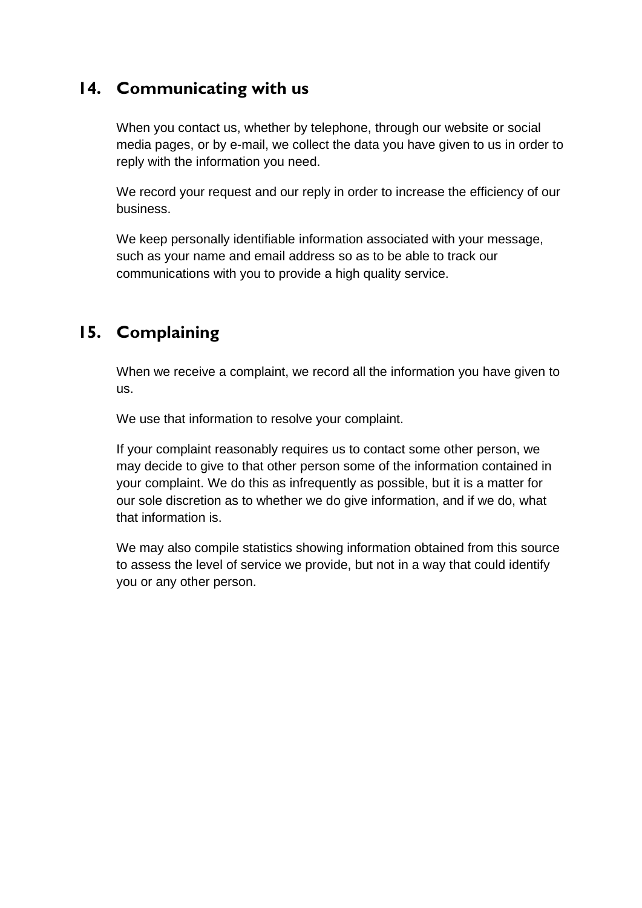## 14. Communicating with us

When you contact us, whether by telephone, through our website or social media pages, or by e-mail, we collect the data you have given to us in order to reply with the information you need.

We record your request and our reply in order to increase the efficiency of our business.

We keep personally identifiable information associated with your message, such as your name and email address so as to be able to track our communications with you to provide a high quality service.

## 15. Complaining

When we receive a complaint, we record all the information you have given to us.

We use that information to resolve your complaint.

If your complaint reasonably requires us to contact some other person, we may decide to give to that other person some of the information contained in your complaint. We do this as infrequently as possible, but it is a matter for our sole discretion as to whether we do give information, and if we do, what that information is.

We may also compile statistics showing information obtained from this source to assess the level of service we provide, but not in a way that could identify you or any other person.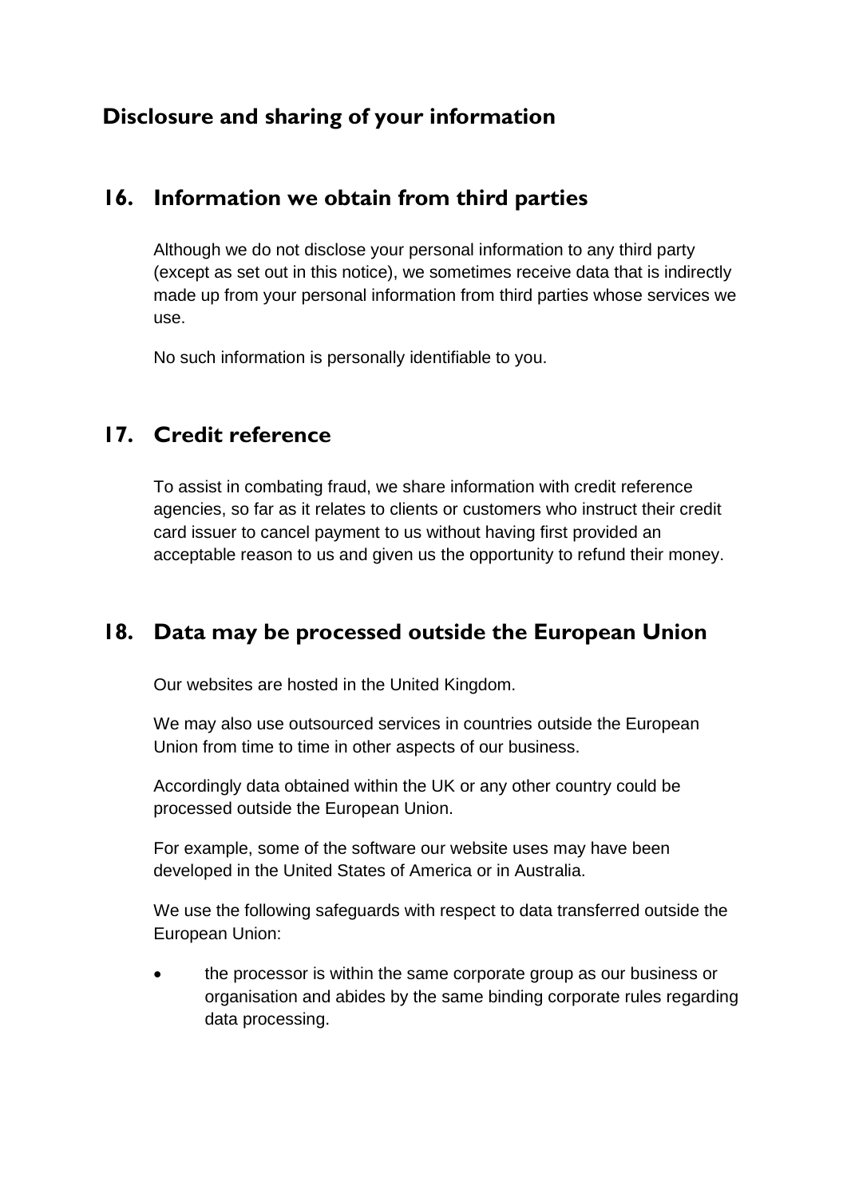## Disclosure and sharing of your information

### 16. Information we obtain from third parties

Although we do not disclose your personal information to any third party (except as set out in this notice), we sometimes receive data that is indirectly made up from your personal information from third parties whose services we use.

No such information is personally identifiable to you.

### 17. Credit reference

To assist in combating fraud, we share information with credit reference agencies, so far as it relates to clients or customers who instruct their credit card issuer to cancel payment to us without having first provided an acceptable reason to us and given us the opportunity to refund their money.

### 18. Data may be processed outside the European Union

Our websites are hosted in the United Kingdom.

We may also use outsourced services in countries outside the European Union from time to time in other aspects of our business.

Accordingly data obtained within the UK or any other country could be processed outside the European Union.

For example, some of the software our website uses may have been developed in the United States of America or in Australia.

We use the following safeguards with respect to data transferred outside the European Union:

- the processor is within the same corporate group as our business or organisation and abides by the same binding corporate rules regarding data processing.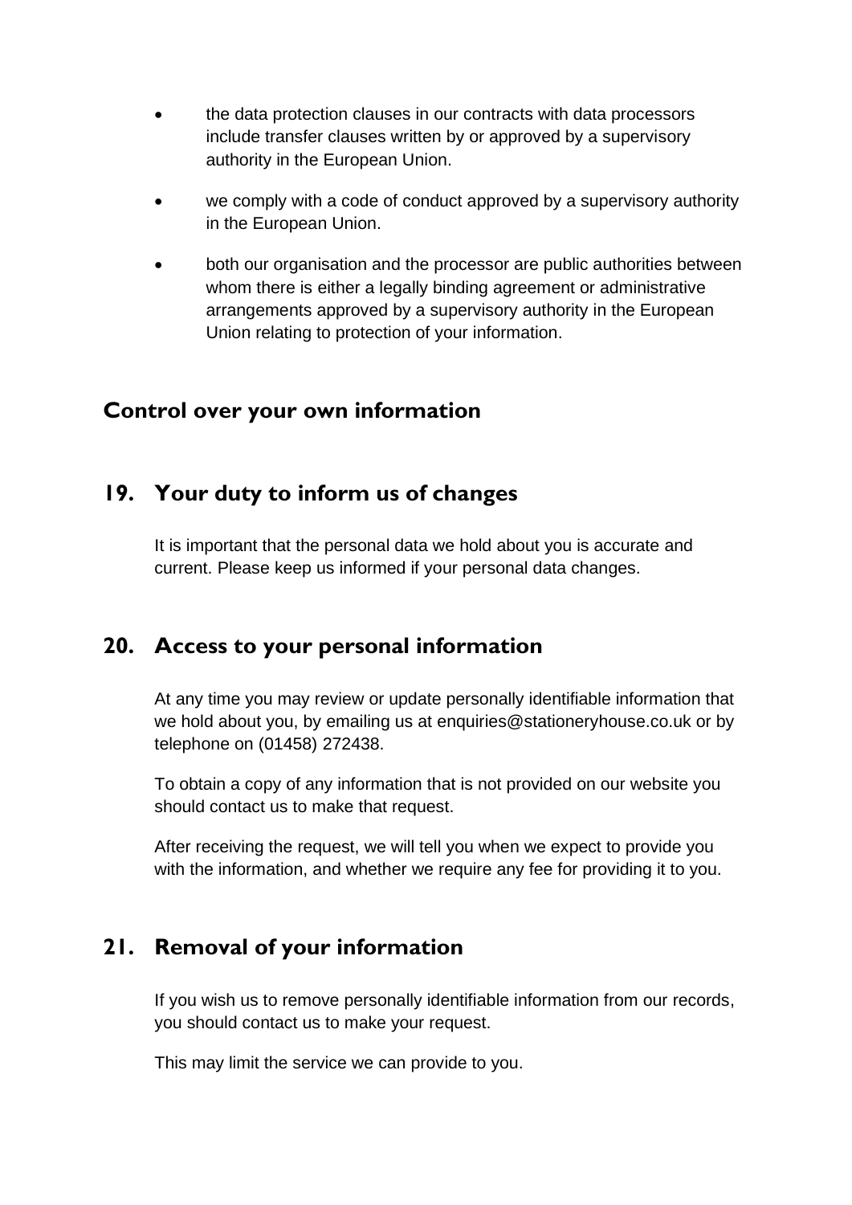- the data protection clauses in our contracts with data processors include transfer clauses written by or approved by a supervisory authority in the European Union.
- we comply with a code of conduct approved by a supervisory authority in the European Union.
- both our organisation and the processor are public authorities between whom there is either a legally binding agreement or administrative arrangements approved by a supervisory authority in the European Union relating to protection of your information.

## Control over your own information

## 19. Your duty to inform us of changes

It is important that the personal data we hold about you is accurate and current. Please keep us informed if your personal data changes.

## 20. Access to your personal information

At any time you may review or update personally identifiable information that we hold about you, by emailing us at enquiries@stationeryhouse.co.uk or by telephone on (01458) 272438.

To obtain a copy of any information that is not provided on our website you should contact us to make that request.

After receiving the request, we will tell you when we expect to provide you with the information, and whether we require any fee for providing it to you.

## 21. Removal of your information

If you wish us to remove personally identifiable information from our records, you should contact us to make your request.

This may limit the service we can provide to you.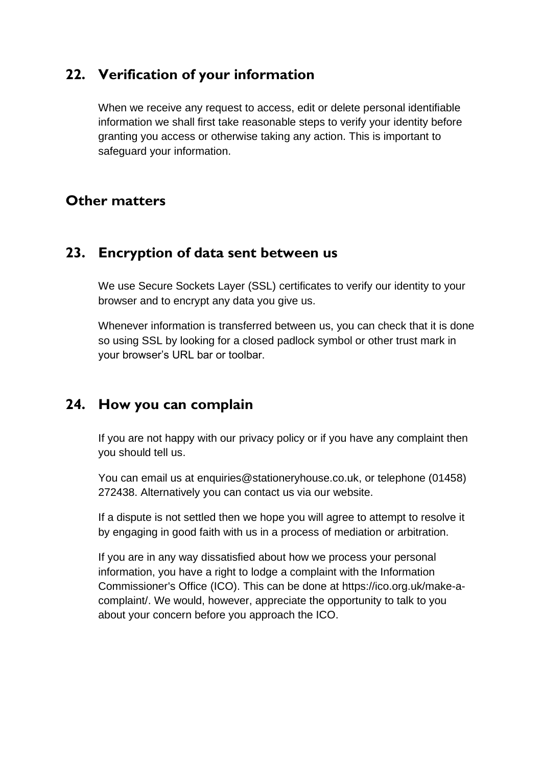## 22. Verification of your information

When we receive any request to access, edit or delete personal identifiable information we shall first take reasonable steps to verify your identity before granting you access or otherwise taking any action. This is important to safeguard your information.

## Other matters

## 23. Encryption of data sent between us

We use Secure Sockets Layer (SSL) certificates to verify our identity to your browser and to encrypt any data you give us.

Whenever information is transferred between us, you can check that it is done so using SSL by looking for a closed padlock symbol or other trust mark in your browser's URL bar or toolbar.

## 24. How you can complain

If you are not happy with our privacy policy or if you have any complaint then you should tell us.

You can email us at enquiries@stationeryhouse.co.uk, or telephone (01458) 272438. Alternatively you can contact us via our website.

If a dispute is not settled then we hope you will agree to attempt to resolve it by engaging in good faith with us in a process of mediation or arbitration.

If you are in any way dissatisfied about how we process your personal information, you have a right to lodge a complaint with the Information Commissioner's Office (ICO). This can be done at https://ico.org.uk/make-a-complaint/. We would, however, appreciate the opportunity to talk to you about your concern before you approach the ICO.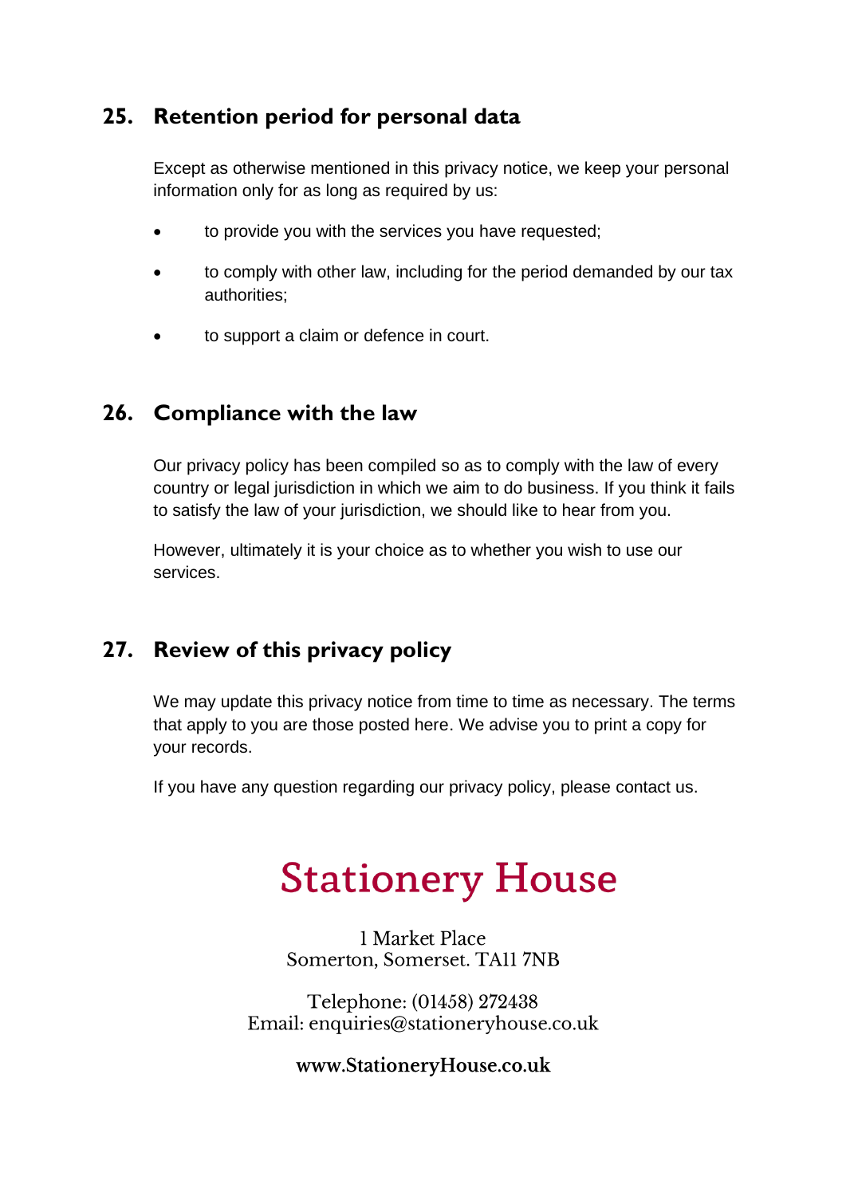## 25. Retention period for personal data

Except as otherwise mentioned in this privacy notice, we keep your personal information only for as long as required by us:

- to provide you with the services you have requested;
- to comply with other law, including for the period demanded by our tax authorities;
- to support a claim or defence in court.

## 26. Compliance with the law

Our privacy policy has been compiled so as to comply with the law of every country or legal jurisdiction in which we aim to do business. If you think it fails to satisfy the law of your jurisdiction, we should like to hear from you.

However, ultimately it is your choice as to whether you wish to use our services.

## 27. Review of this privacy policy

We may update this privacy notice from time to time as necessary. The terms that apply to you are those posted here. We advise you to print a copy for your records.

If you have any question regarding our privacy policy, please contact us.

# Stationery House

1 Market Place
Somerton, Somerset. TA11 7NB

Telephone: (01458) 272438
Email: enquiries@stationeryhouse.co.uk

**www.StationeryHouse.co.uk**